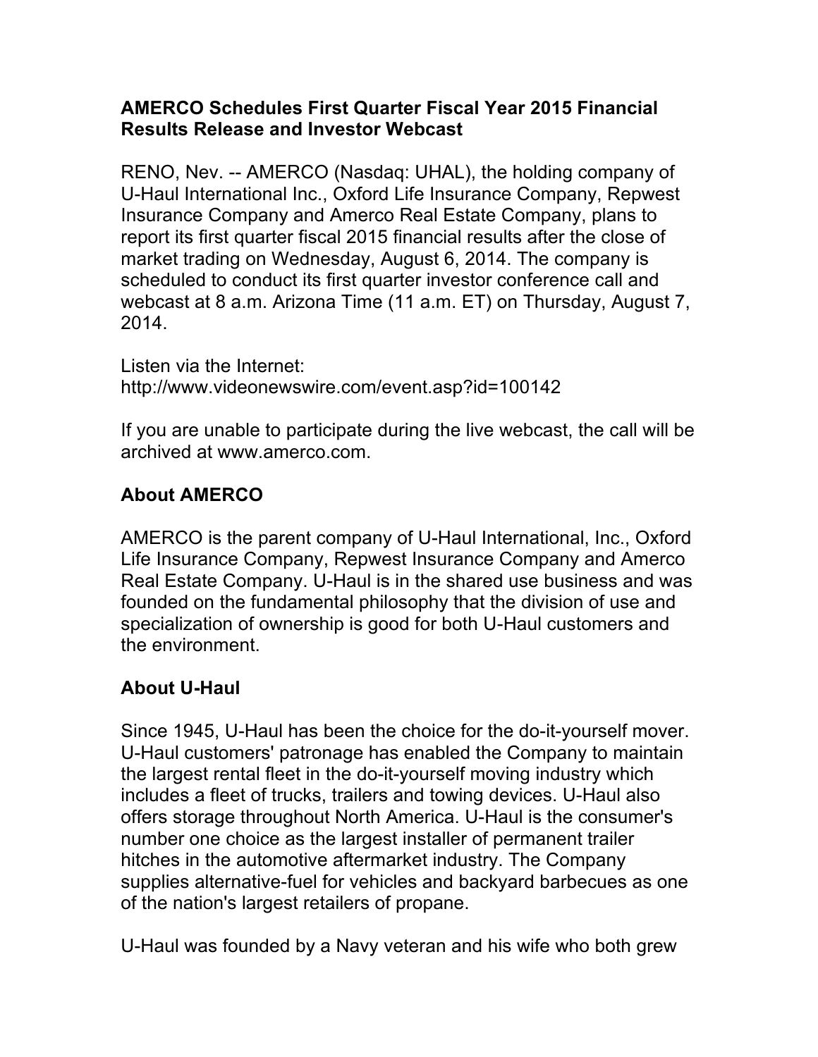# AMERCO Schedules First Quarter Fiscal Year 2015 Financial Results Release and Investor Webcast

RENO, Nev. -- AMERCO (Nasdaq: UHAL), the holding company of U-Haul International Inc., Oxford Life Insurance Company, Repwest Insurance Company and Amerco Real Estate Company, plans to report its first quarter fiscal 2015 financial results after the close of market trading on Wednesday, August 6, 2014. The company is scheduled to conduct its first quarter investor conference call and webcast at 8 a.m. Arizona Time (11 a.m. ET) on Thursday, August 7, 2014.

Listen via the Internet:
http://www.videonewswire.com/event.asp?id=100142

If you are unable to participate during the live webcast, the call will be archived at www.amerco.com.

## About AMERCO

AMERCO is the parent company of U-Haul International, Inc., Oxford Life Insurance Company, Repwest Insurance Company and Amerco Real Estate Company. U-Haul is in the shared use business and was founded on the fundamental philosophy that the division of use and specialization of ownership is good for both U-Haul customers and the environment.

## About U-Haul

Since 1945, U-Haul has been the choice for the do-it-yourself mover. U-Haul customers' patronage has enabled the Company to maintain the largest rental fleet in the do-it-yourself moving industry which includes a fleet of trucks, trailers and towing devices. U-Haul also offers storage throughout North America. U-Haul is the consumer's number one choice as the largest installer of permanent trailer hitches in the automotive aftermarket industry. The Company supplies alternative-fuel for vehicles and backyard barbecues as one of the nation's largest retailers of propane.

U-Haul was founded by a Navy veteran and his wife who both grew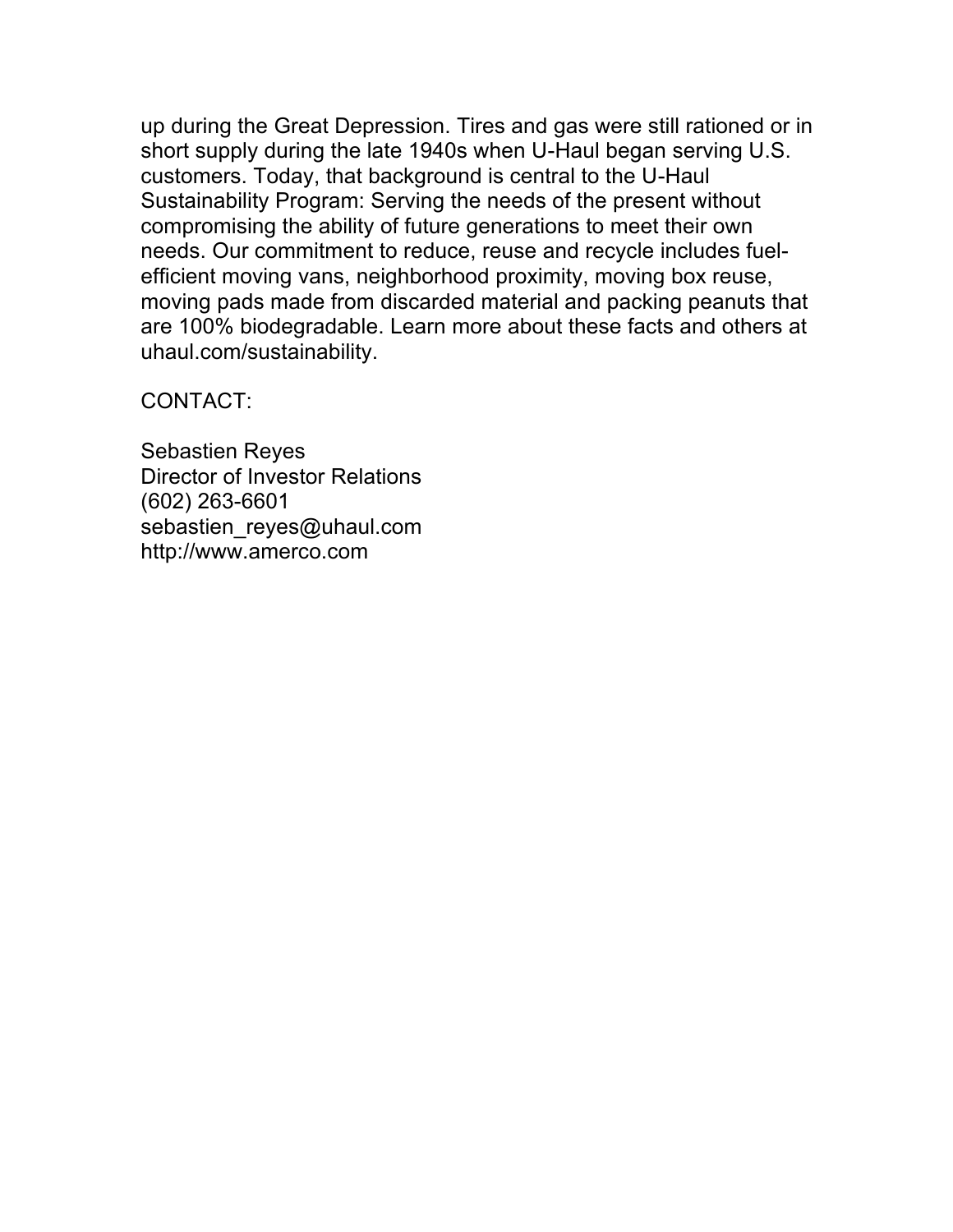up during the Great Depression. Tires and gas were still rationed or in short supply during the late 1940s when U-Haul began serving U.S. customers. Today, that background is central to the U-Haul Sustainability Program: Serving the needs of the present without compromising the ability of future generations to meet their own needs. Our commitment to reduce, reuse and recycle includes fuel-efficient moving vans, neighborhood proximity, moving box reuse, moving pads made from discarded material and packing peanuts that are 100% biodegradable. Learn more about these facts and others at uhaul.com/sustainability.

CONTACT:

Sebastien Reyes  
Director of Investor Relations  
(602) 263-6601  
sebastien_reyes@uhaul.com  
http://www.amerco.com